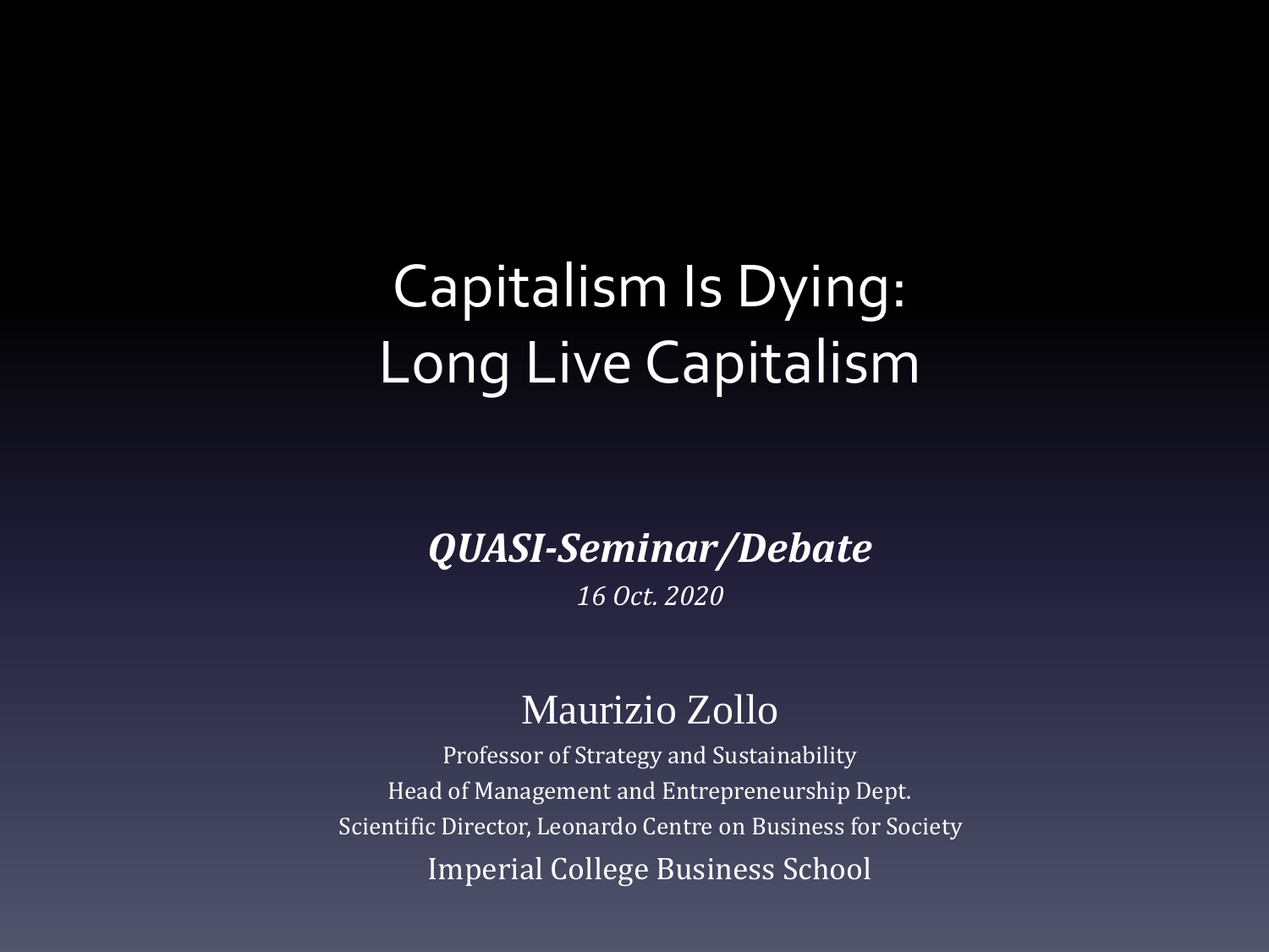# Capitalism Is Dying: Long Live Capitalism

***QUASI-Seminar/Debate***

*16 Oct. 2020*

Maurizio Zollo

Professor of Strategy and Sustainability

Head of Management and Entrepreneurship Dept.

Scientific Director, Leonardo Centre on Business for Society

Imperial College Business School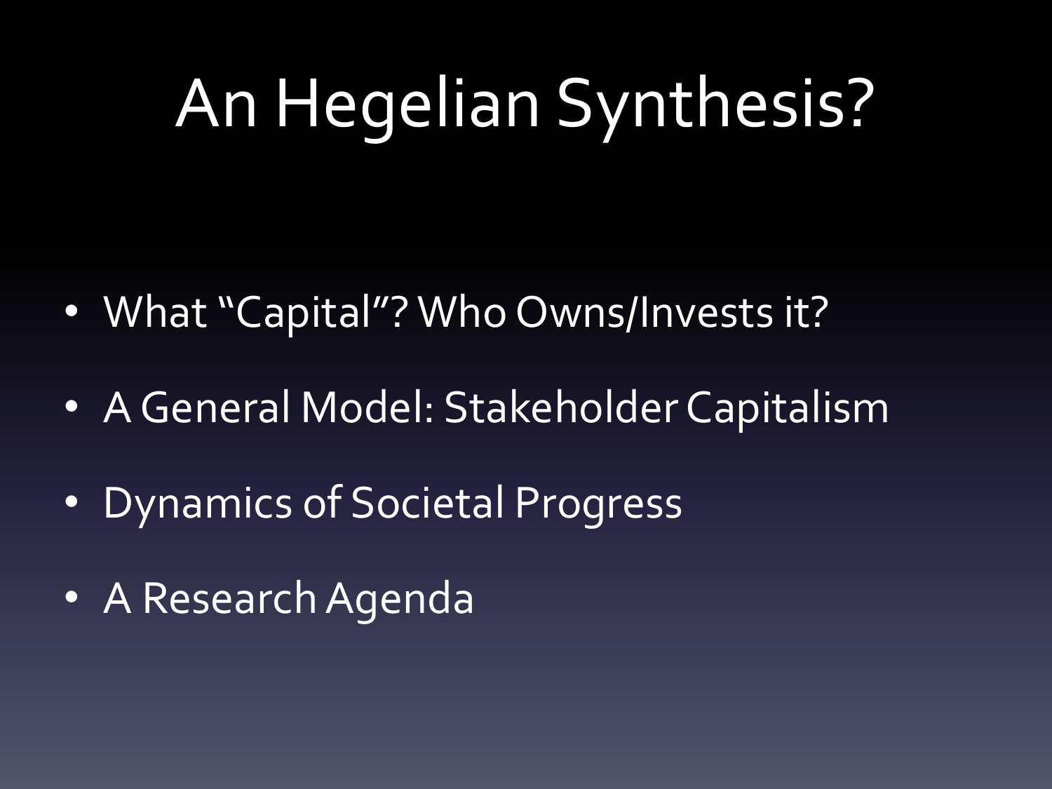# An Hegelian Synthesis?

- What "Capital"? Who Owns/Invests it?
- A General Model: Stakeholder Capitalism
- Dynamics of Societal Progress
- A Research Agenda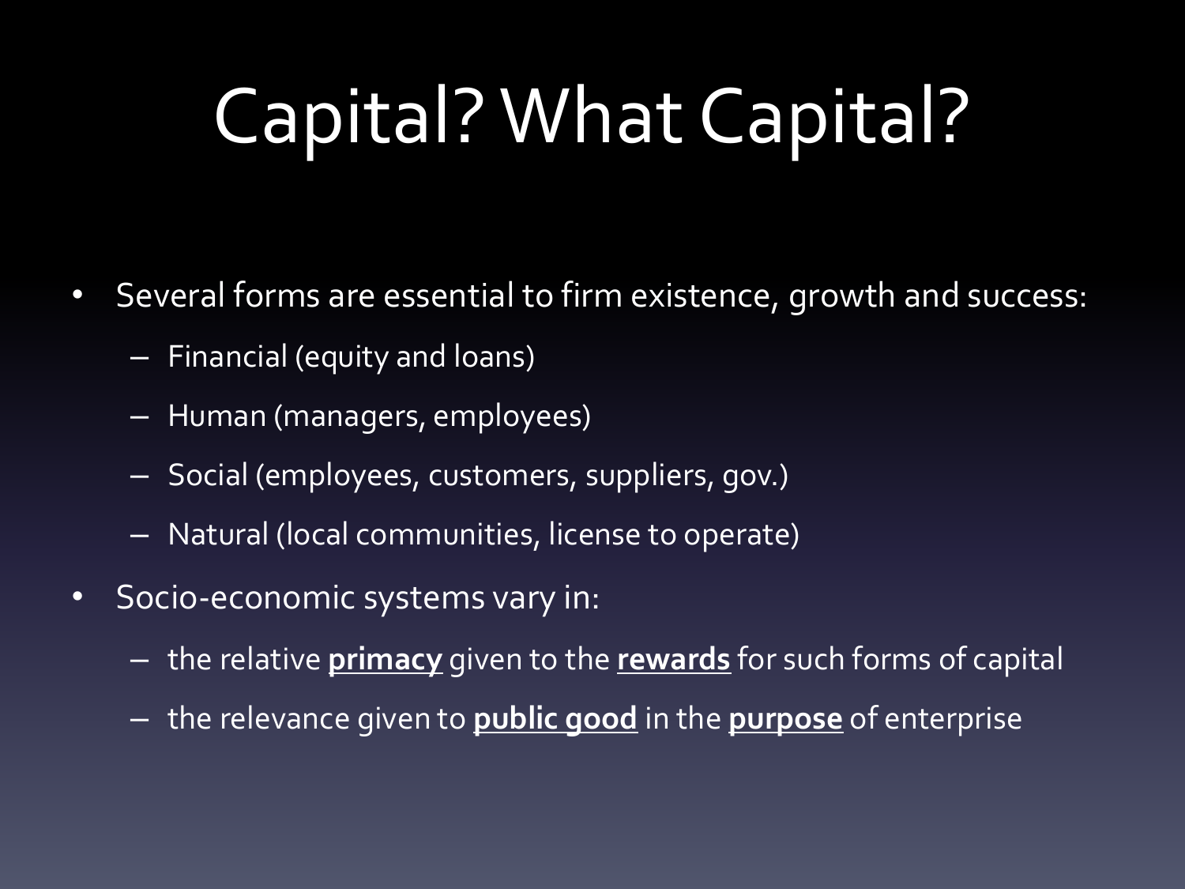# Capital? What Capital?

- Several forms are essential to firm existence, growth and success:
  - Financial (equity and loans)
  - Human (managers, employees)
  - Social (employees, customers, suppliers, gov.)
  - Natural (local communities, license to operate)
- Socio-economic systems vary in:
  - the relative **primacy** given to the **rewards** for such forms of capital
  - the relevance given to **public good** in the **purpose** of enterprise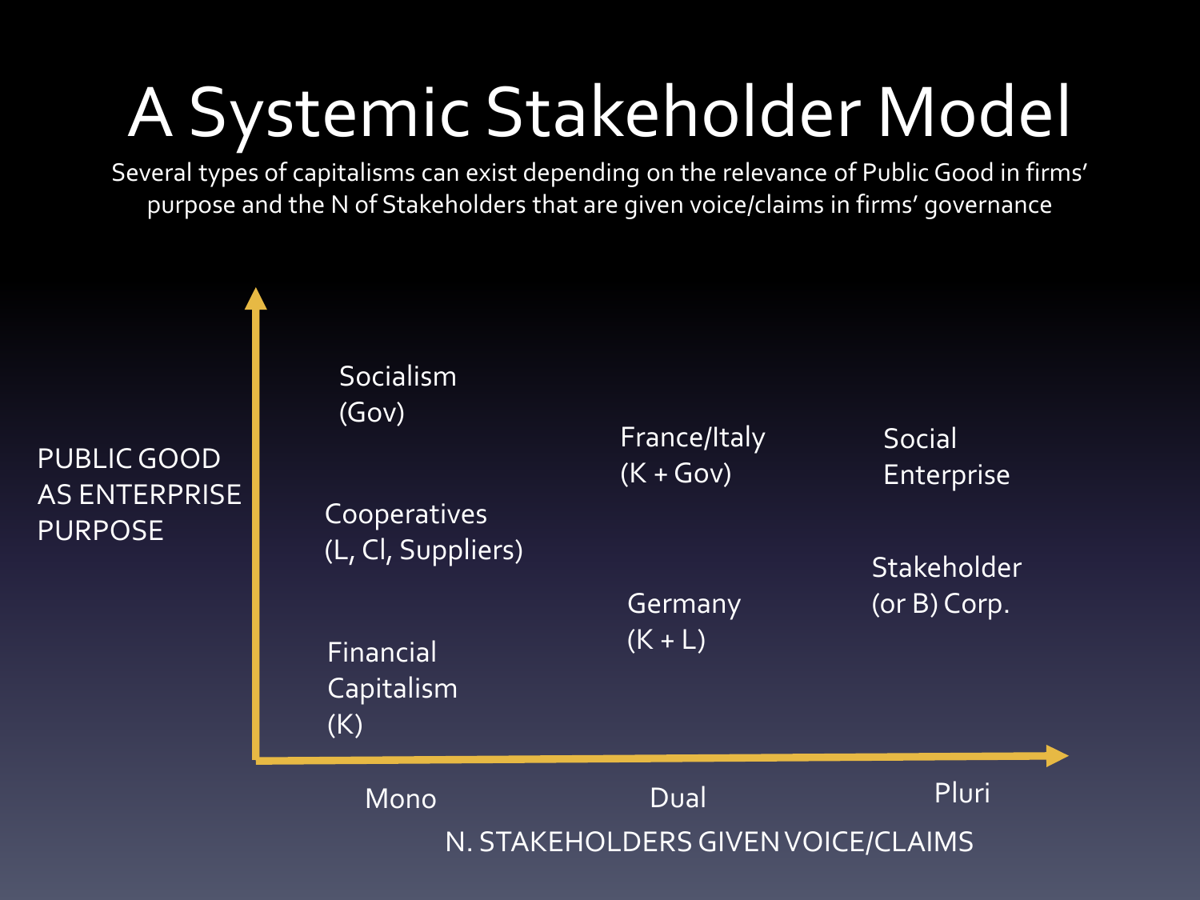# A Systemic Stakeholder Model

Several types of capitalisms can exist depending on the relevance of Public Good in firms' purpose and the N of Stakeholders that are given voice/claims in firms' governance

PUBLIC GOOD AS ENTERPRISE PURPOSE

Socialism (Gov)

Cooperatives (L, Cl, Suppliers)

Financial Capitalism (K)

France/Italy (K + Gov)

Germany (K + L)

Social Enterprise

Stakeholder (or B) Corp.

Mono

Dual

Pluri

N. STAKEHOLDERS GIVEN VOICE/CLAIMS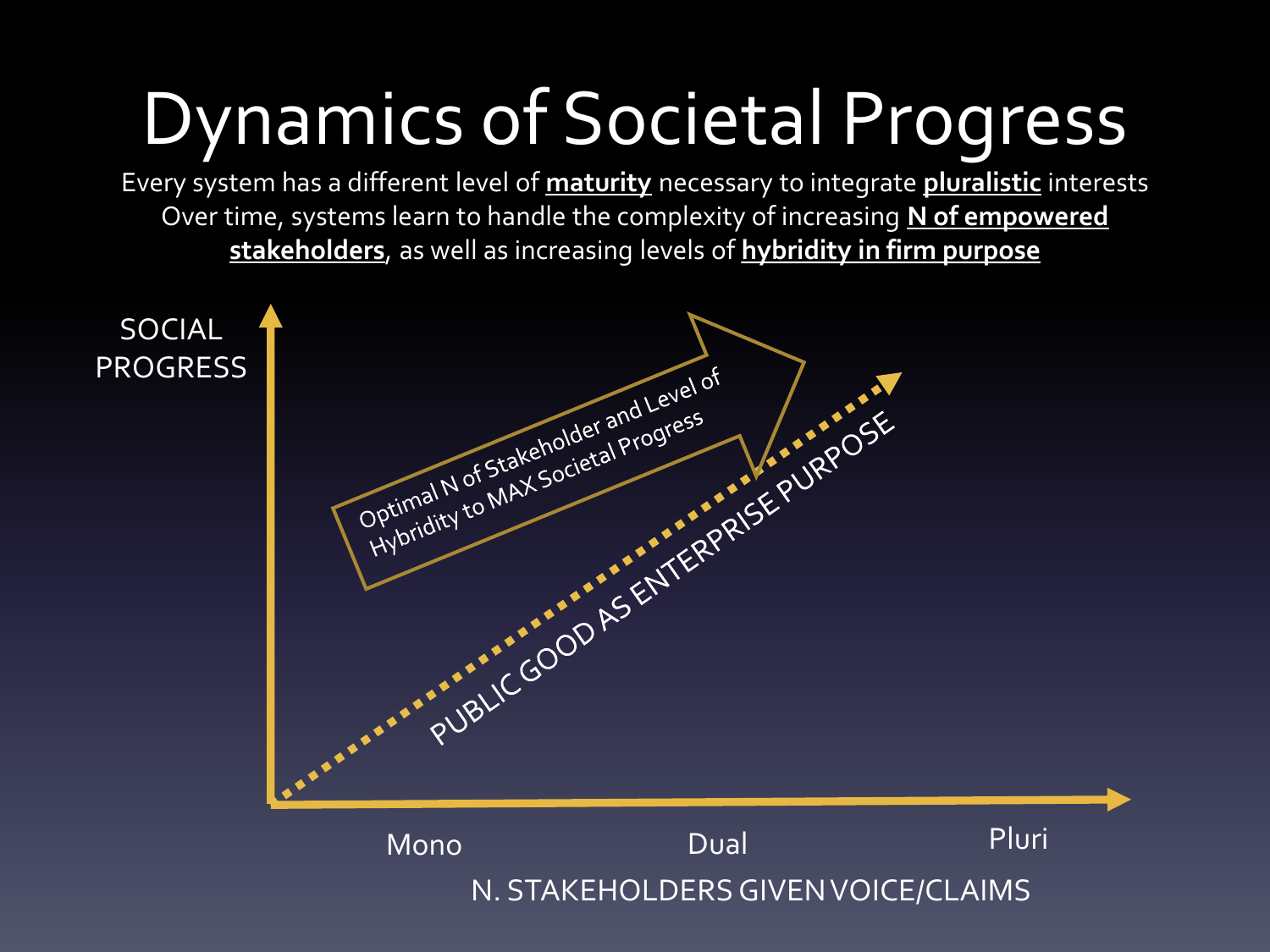# Dynamics of Societal Progress

Every system has a different level of **maturity** necessary to integrate **pluralistic** interests
Over time, systems learn to handle the complexity of increasing **N of empowered stakeholders**, as well as increasing levels of **hybridity in firm purpose**

SOCIAL PROGRESS

Optimal N of Stakeholder and Level of Hybridity to MAX Societal Progress

PUBLIC GOOD AS ENTERPRISE PURPOSE

Mono

Dual

Pluri

N. STAKEHOLDERS GIVEN VOICE/CLAIMS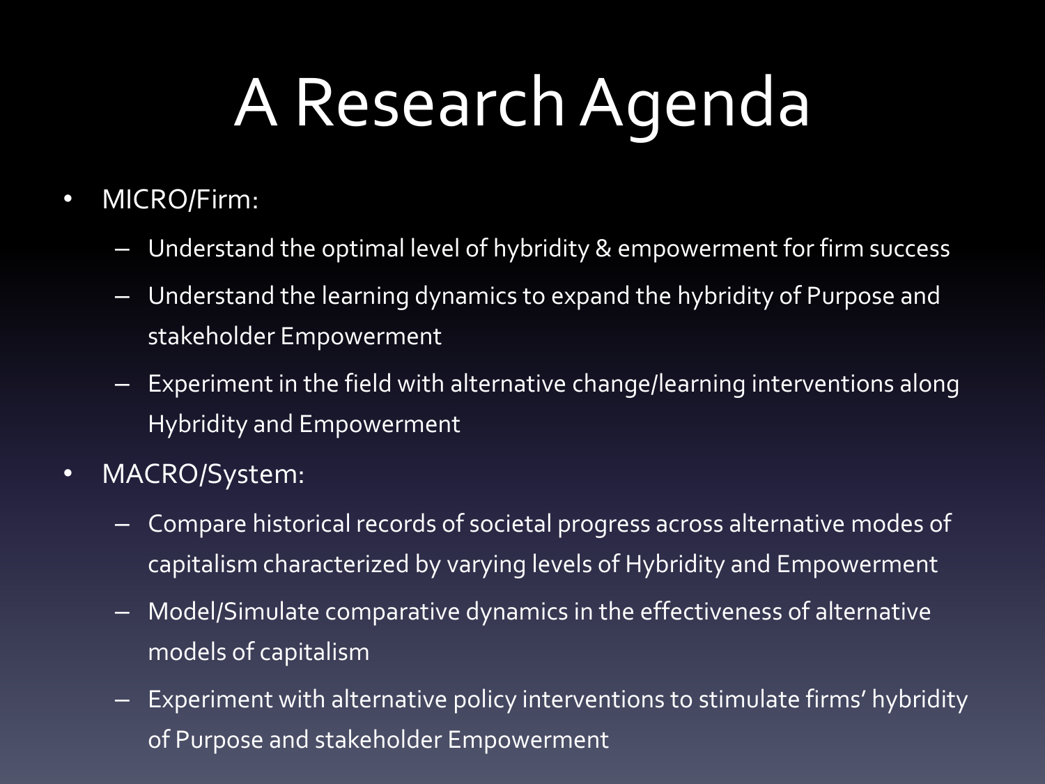# A Research Agenda

- MICRO/Firm:
  - Understand the optimal level of hybridity & empowerment for firm success
  - Understand the learning dynamics to expand the hybridity of Purpose and stakeholder Empowerment
  - Experiment in the field with alternative change/learning interventions along Hybridity and Empowerment
- MACRO/System:
  - Compare historical records of societal progress across alternative modes of capitalism characterized by varying levels of Hybridity and Empowerment
  - Model/Simulate comparative dynamics in the effectiveness of alternative models of capitalism
  - Experiment with alternative policy interventions to stimulate firms' hybridity of Purpose and stakeholder Empowerment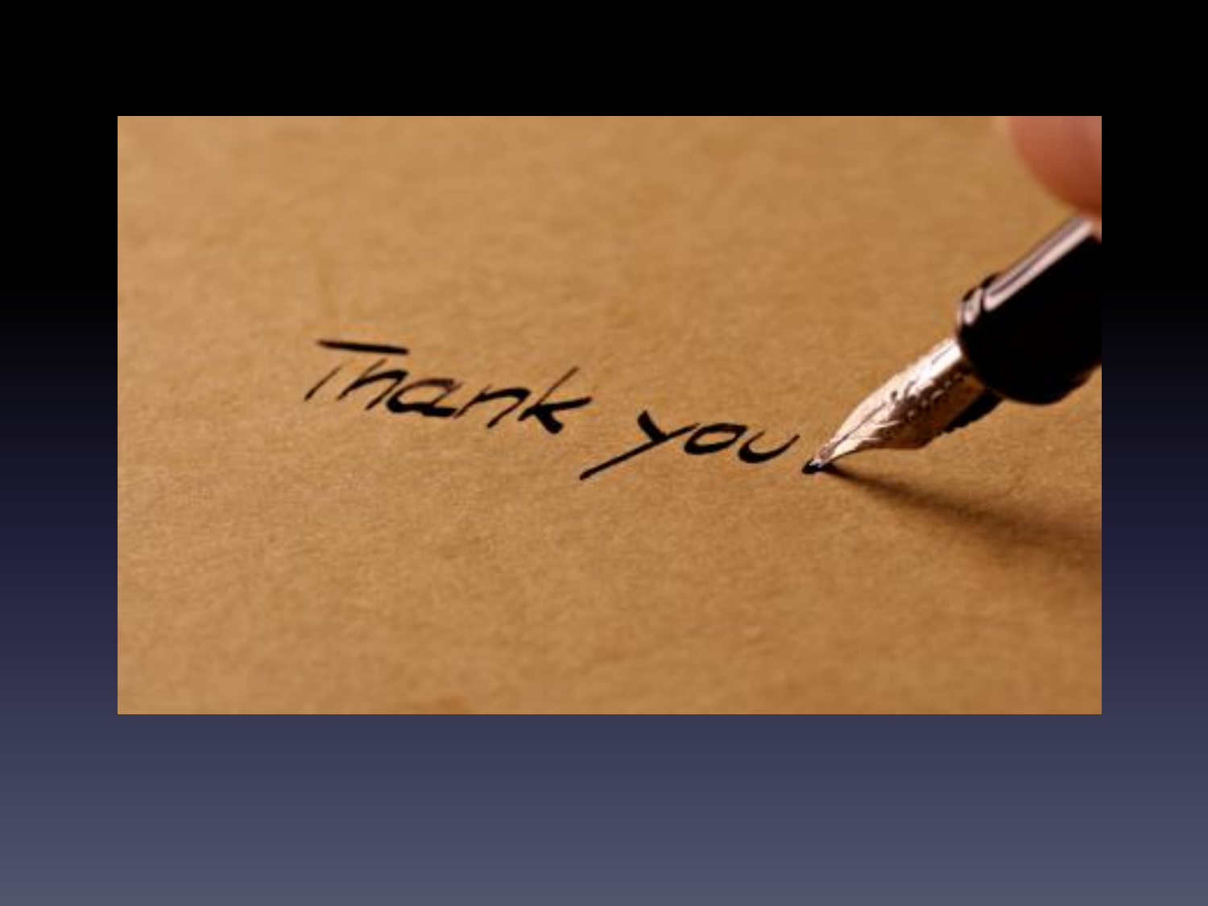Thank you